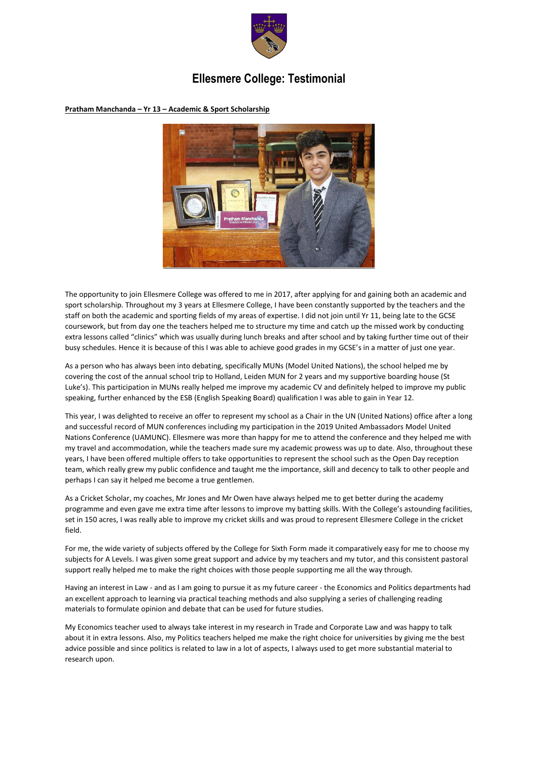# Ellesmere College: Testimonial

**Pratham Manchanda – Yr 13 – Academic & Sport Scholarship**

The opportunity to join Ellesmere College was offered to me in 2017, after applying for and gaining both an academic and sport scholarship. Throughout my 3 years at Ellesmere College, I have been constantly supported by the teachers and the staff on both the academic and sporting fields of my areas of expertise. I did not join until Yr 11, being late to the GCSE coursework, but from day one the teachers helped me to structure my time and catch up the missed work by conducting extra lessons called "clinics" which was usually during lunch breaks and after school and by taking further time out of their busy schedules. Hence it is because of this I was able to achieve good grades in my GCSE's in a matter of just one year.

As a person who has always been into debating, specifically MUNs (Model United Nations), the school helped me by covering the cost of the annual school trip to Holland, Leiden MUN for 2 years and my supportive boarding house (St Luke's). This participation in MUNs really helped me improve my academic CV and definitely helped to improve my public speaking, further enhanced by the ESB (English Speaking Board) qualification I was able to gain in Year 12.

This year, I was delighted to receive an offer to represent my school as a Chair in the UN (United Nations) office after a long and successful record of MUN conferences including my participation in the 2019 United Ambassadors Model United Nations Conference (UAMUNC). Ellesmere was more than happy for me to attend the conference and they helped me with my travel and accommodation, while the teachers made sure my academic prowess was up to date. Also, throughout these years, I have been offered multiple offers to take opportunities to represent the school such as the Open Day reception team, which really grew my public confidence and taught me the importance, skill and decency to talk to other people and perhaps I can say it helped me become a true gentlemen.

As a Cricket Scholar, my coaches, Mr Jones and Mr Owen have always helped me to get better during the academy programme and even gave me extra time after lessons to improve my batting skills. With the College's astounding facilities, set in 150 acres, I was really able to improve my cricket skills and was proud to represent Ellesmere College in the cricket field.

For me, the wide variety of subjects offered by the College for Sixth Form made it comparatively easy for me to choose my subjects for A Levels. I was given some great support and advice by my teachers and my tutor, and this consistent pastoral support really helped me to make the right choices with those people supporting me all the way through.

Having an interest in Law - and as I am going to pursue it as my future career - the Economics and Politics departments had an excellent approach to learning via practical teaching methods and also supplying a series of challenging reading materials to formulate opinion and debate that can be used for future studies.

My Economics teacher used to always take interest in my research in Trade and Corporate Law and was happy to talk about it in extra lessons. Also, my Politics teachers helped me make the right choice for universities by giving me the best advice possible and since politics is related to law in a lot of aspects, I always used to get more substantial material to research upon.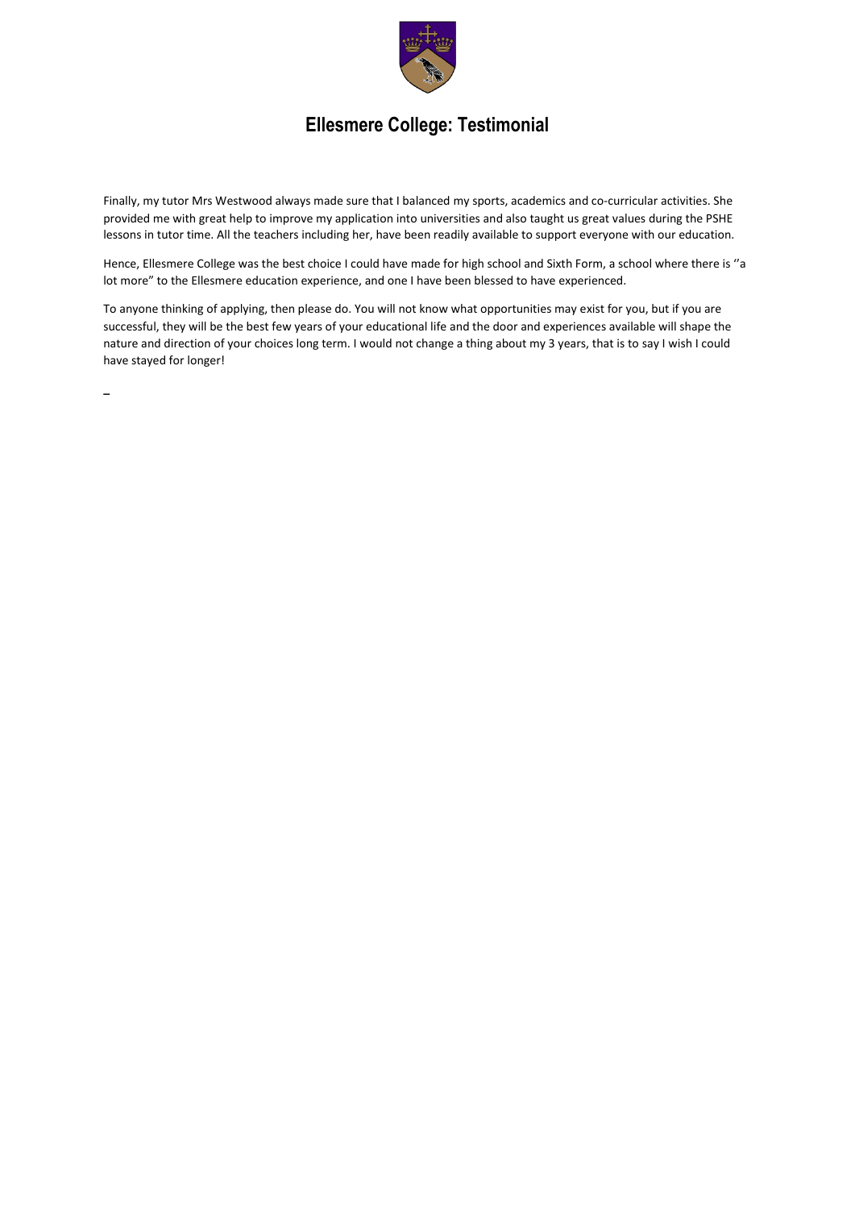## Ellesmere College: Testimonial

Finally, my tutor Mrs Westwood always made sure that I balanced my sports, academics and co-curricular activities. She provided me with great help to improve my application into universities and also taught us great values during the PSHE lessons in tutor time. All the teachers including her, have been readily available to support everyone with our education.

Hence, Ellesmere College was the best choice I could have made for high school and Sixth Form, a school where there is ''a lot more" to the Ellesmere education experience, and one I have been blessed to have experienced.

To anyone thinking of applying, then please do. You will not know what opportunities may exist for you, but if you are successful, they will be the best few years of your educational life and the door and experiences available will shape the nature and direction of your choices long term. I would not change a thing about my 3 years, that is to say I wish I could have stayed for longer!

_